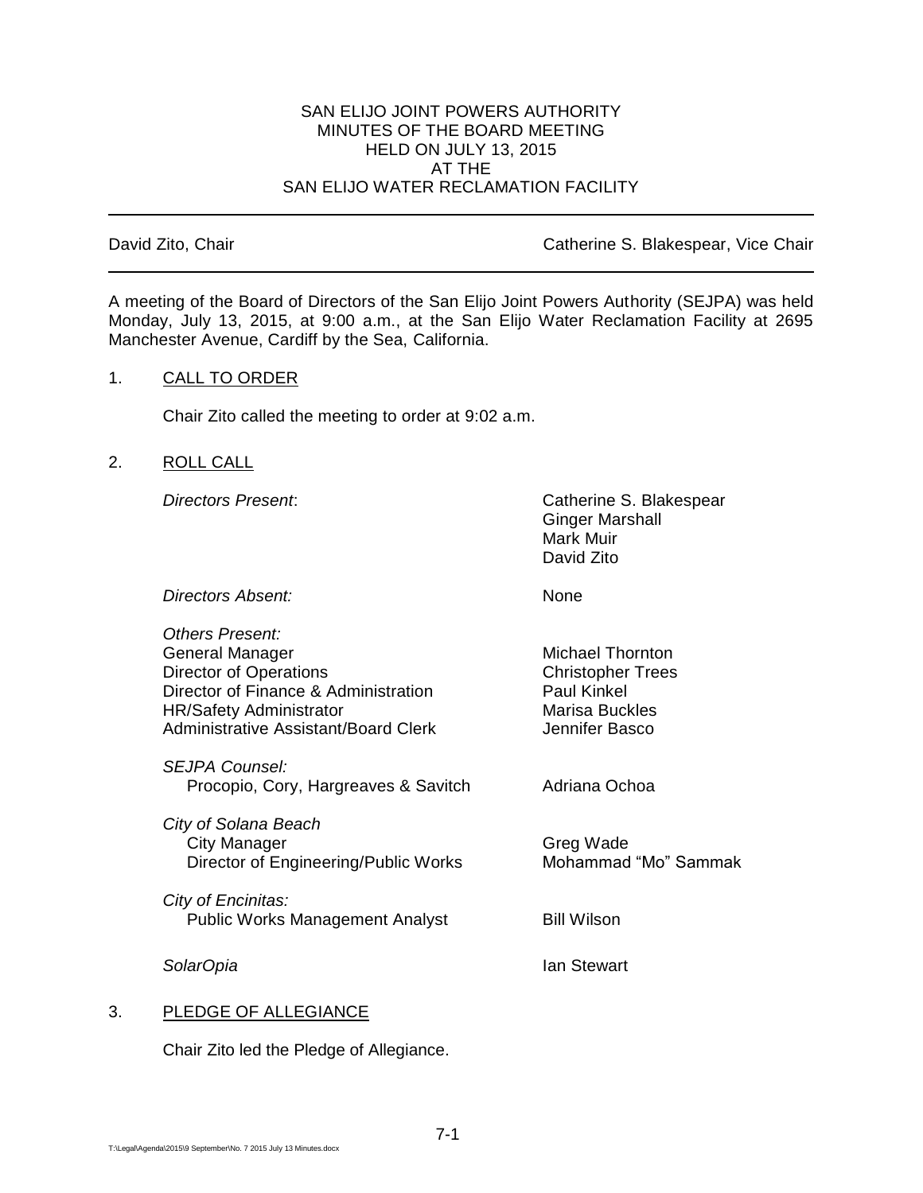# SAN ELIJO JOINT POWERS AUTHORITY
## MINUTES OF THE BOARD MEETING
## HELD ON JULY 13, 2015
## AT THE
## SAN ELIJO WATER RECLAMATION FACILITY

---

| David Zito, Chair | Catherine S. Blakespear, Vice Chair |
|---|---|

---

A meeting of the Board of Directors of the San Elijo Joint Powers Authority (SEJPA) was held Monday, July 13, 2015, at 9:00 a.m., at the San Elijo Water Reclamation Facility at 2695 Manchester Avenue, Cardiff by the Sea, California.

1. CALL TO ORDER

   Chair Zito called the meeting to order at 9:02 a.m.

2. ROLL CALL

| | |
|---|---|
| *Directors Present*: | Catherine S. Blakespear<br>Ginger Marshall<br>Mark Muir<br>David Zito |
| *Directors Absent:* | None |
| *Others Present:* | |
| General Manager | Michael Thornton |
| Director of Operations | Christopher Trees |
| Director of Finance & Administration | Paul Kinkel |
| HR/Safety Administrator | Marisa Buckles |
| Administrative Assistant/Board Clerk | Jennifer Basco |
| *SEJPA Counsel:* | |
| Procopio, Cory, Hargreaves & Savitch | Adriana Ochoa |
| *City of Solana Beach* | |
| City Manager | Greg Wade |
| Director of Engineering/Public Works | Mohammad "Mo" Sammak |
| *City of Encinitas:* | |
| Public Works Management Analyst | Bill Wilson |
| *SolarOpia* | Ian Stewart |

3. PLEDGE OF ALLEGIANCE

   Chair Zito led the Pledge of Allegiance.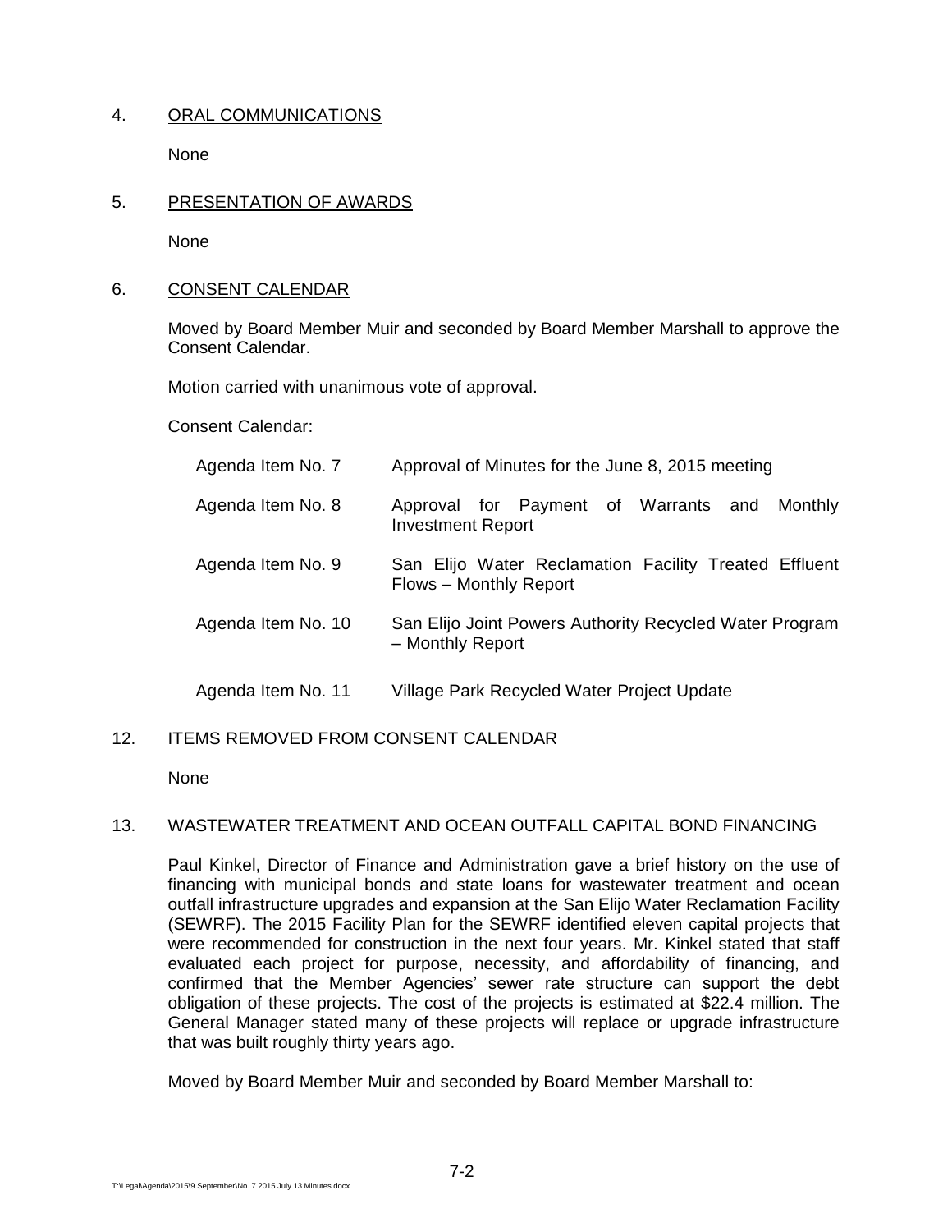4. ORAL COMMUNICATIONS

None

5. PRESENTATION OF AWARDS

None

6. CONSENT CALENDAR

Moved by Board Member Muir and seconded by Board Member Marshall to approve the Consent Calendar.

Motion carried with unanimous vote of approval.

Consent Calendar:

| | |
|---|---|
| Agenda Item No. 7 | Approval of Minutes for the June 8, 2015 meeting |
| Agenda Item No. 8 | Approval for Payment of Warrants and Monthly Investment Report |
| Agenda Item No. 9 | San Elijo Water Reclamation Facility Treated Effluent Flows – Monthly Report |
| Agenda Item No. 10 | San Elijo Joint Powers Authority Recycled Water Program – Monthly Report |
| Agenda Item No. 11 | Village Park Recycled Water Project Update |

12. ITEMS REMOVED FROM CONSENT CALENDAR

None

13. WASTEWATER TREATMENT AND OCEAN OUTFALL CAPITAL BOND FINANCING

Paul Kinkel, Director of Finance and Administration gave a brief history on the use of financing with municipal bonds and state loans for wastewater treatment and ocean outfall infrastructure upgrades and expansion at the San Elijo Water Reclamation Facility (SEWRF). The 2015 Facility Plan for the SEWRF identified eleven capital projects that were recommended for construction in the next four years. Mr. Kinkel stated that staff evaluated each project for purpose, necessity, and affordability of financing, and confirmed that the Member Agencies' sewer rate structure can support the debt obligation of these projects. The cost of the projects is estimated at $22.4 million. The General Manager stated many of these projects will replace or upgrade infrastructure that was built roughly thirty years ago.

Moved by Board Member Muir and seconded by Board Member Marshall to: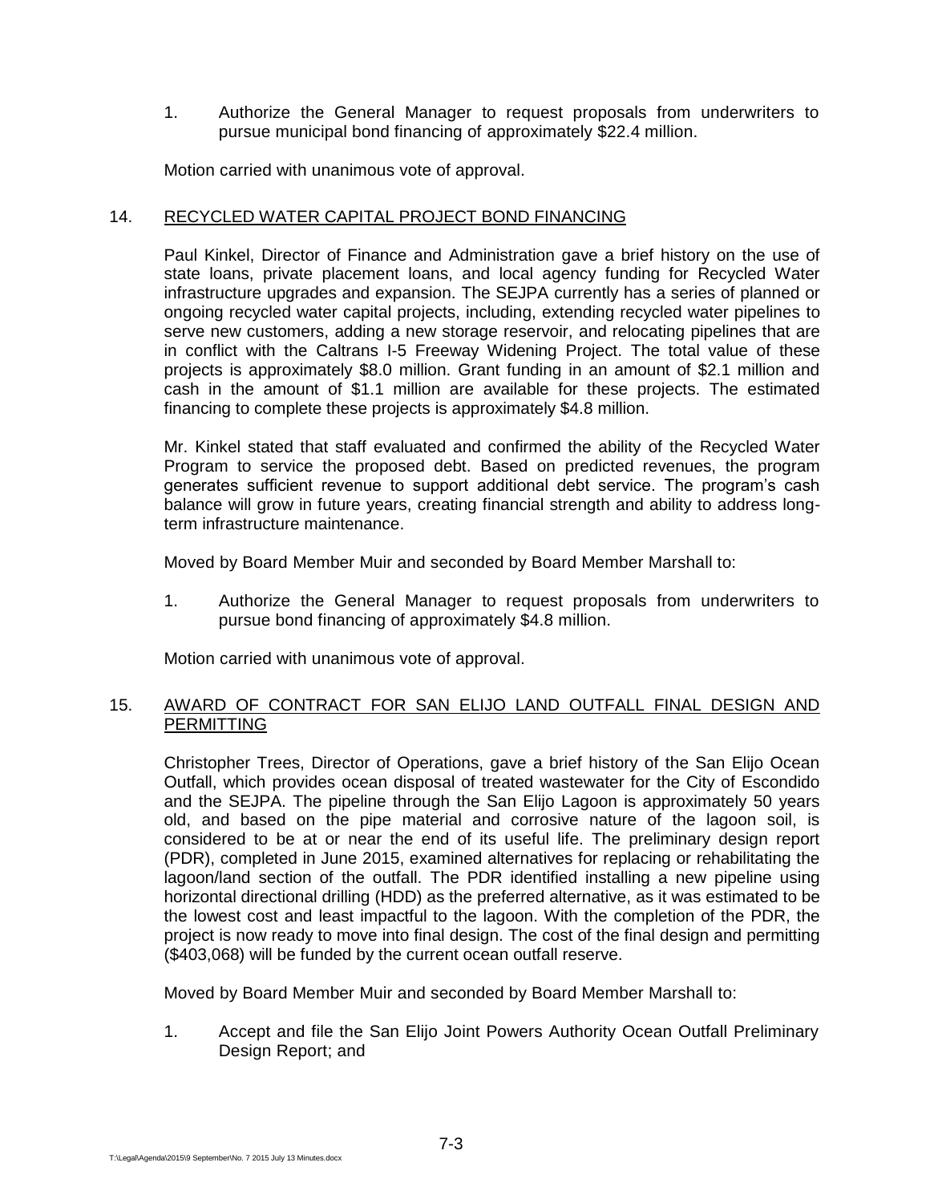1. Authorize the General Manager to request proposals from underwriters to pursue municipal bond financing of approximately $22.4 million.

Motion carried with unanimous vote of approval.

14. <u>RECYCLED WATER CAPITAL PROJECT BOND FINANCING</u>

Paul Kinkel, Director of Finance and Administration gave a brief history on the use of state loans, private placement loans, and local agency funding for Recycled Water infrastructure upgrades and expansion. The SEJPA currently has a series of planned or ongoing recycled water capital projects, including, extending recycled water pipelines to serve new customers, adding a new storage reservoir, and relocating pipelines that are in conflict with the Caltrans I-5 Freeway Widening Project. The total value of these projects is approximately $8.0 million. Grant funding in an amount of $2.1 million and cash in the amount of $1.1 million are available for these projects. The estimated financing to complete these projects is approximately $4.8 million.

Mr. Kinkel stated that staff evaluated and confirmed the ability of the Recycled Water Program to service the proposed debt. Based on predicted revenues, the program generates sufficient revenue to support additional debt service. The program's cash balance will grow in future years, creating financial strength and ability to address long-term infrastructure maintenance.

Moved by Board Member Muir and seconded by Board Member Marshall to:

1. Authorize the General Manager to request proposals from underwriters to pursue bond financing of approximately $4.8 million.

Motion carried with unanimous vote of approval.

15. <u>AWARD OF CONTRACT FOR SAN ELIJO LAND OUTFALL FINAL DESIGN AND PERMITTING</u>

Christopher Trees, Director of Operations, gave a brief history of the San Elijo Ocean Outfall, which provides ocean disposal of treated wastewater for the City of Escondido and the SEJPA. The pipeline through the San Elijo Lagoon is approximately 50 years old, and based on the pipe material and corrosive nature of the lagoon soil, is considered to be at or near the end of its useful life. The preliminary design report (PDR), completed in June 2015, examined alternatives for replacing or rehabilitating the lagoon/land section of the outfall. The PDR identified installing a new pipeline using horizontal directional drilling (HDD) as the preferred alternative, as it was estimated to be the lowest cost and least impactful to the lagoon. With the completion of the PDR, the project is now ready to move into final design. The cost of the final design and permitting ($403,068) will be funded by the current ocean outfall reserve.

Moved by Board Member Muir and seconded by Board Member Marshall to:

1. Accept and file the San Elijo Joint Powers Authority Ocean Outfall Preliminary Design Report; and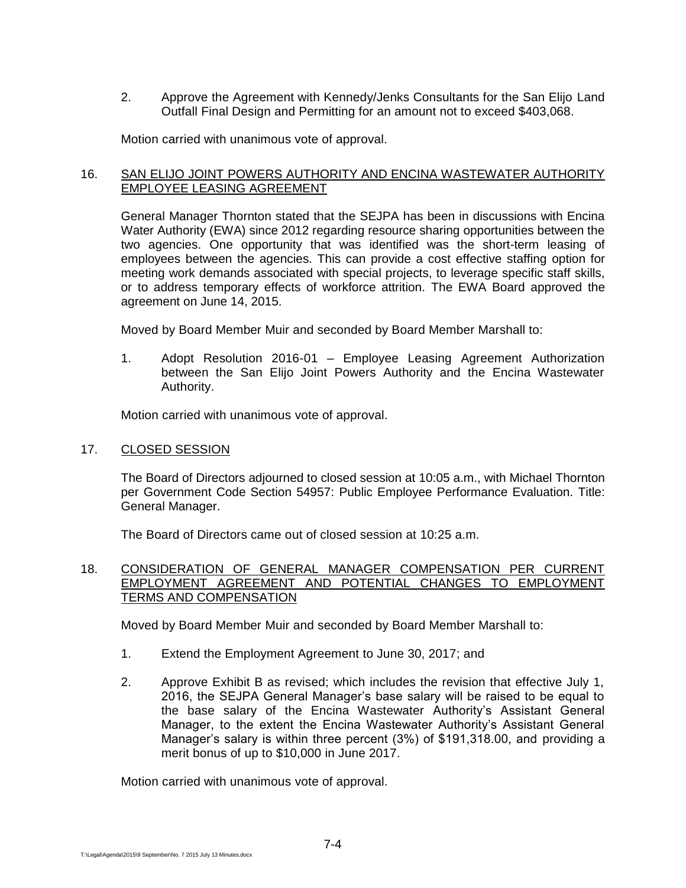2. Approve the Agreement with Kennedy/Jenks Consultants for the San Elijo Land Outfall Final Design and Permitting for an amount not to exceed $403,068.

Motion carried with unanimous vote of approval.

16. <u>SAN ELIJO JOINT POWERS AUTHORITY AND ENCINA WASTEWATER AUTHORITY EMPLOYEE LEASING AGREEMENT</u>

General Manager Thornton stated that the SEJPA has been in discussions with Encina Water Authority (EWA) since 2012 regarding resource sharing opportunities between the two agencies. One opportunity that was identified was the short-term leasing of employees between the agencies. This can provide a cost effective staffing option for meeting work demands associated with special projects, to leverage specific staff skills, or to address temporary effects of workforce attrition. The EWA Board approved the agreement on June 14, 2015.

Moved by Board Member Muir and seconded by Board Member Marshall to:

1. Adopt Resolution 2016-01 – Employee Leasing Agreement Authorization between the San Elijo Joint Powers Authority and the Encina Wastewater Authority.

Motion carried with unanimous vote of approval.

17. <u>CLOSED SESSION</u>

The Board of Directors adjourned to closed session at 10:05 a.m., with Michael Thornton per Government Code Section 54957: Public Employee Performance Evaluation. Title: General Manager.

The Board of Directors came out of closed session at 10:25 a.m.

18. <u>CONSIDERATION OF GENERAL MANAGER COMPENSATION PER CURRENT EMPLOYMENT AGREEMENT AND POTENTIAL CHANGES TO EMPLOYMENT TERMS AND COMPENSATION</u>

Moved by Board Member Muir and seconded by Board Member Marshall to:

1. Extend the Employment Agreement to June 30, 2017; and

2. Approve Exhibit B as revised; which includes the revision that effective July 1, 2016, the SEJPA General Manager's base salary will be raised to be equal to the base salary of the Encina Wastewater Authority's Assistant General Manager, to the extent the Encina Wastewater Authority's Assistant General Manager's salary is within three percent (3%) of $191,318.00, and providing a merit bonus of up to $10,000 in June 2017.

Motion carried with unanimous vote of approval.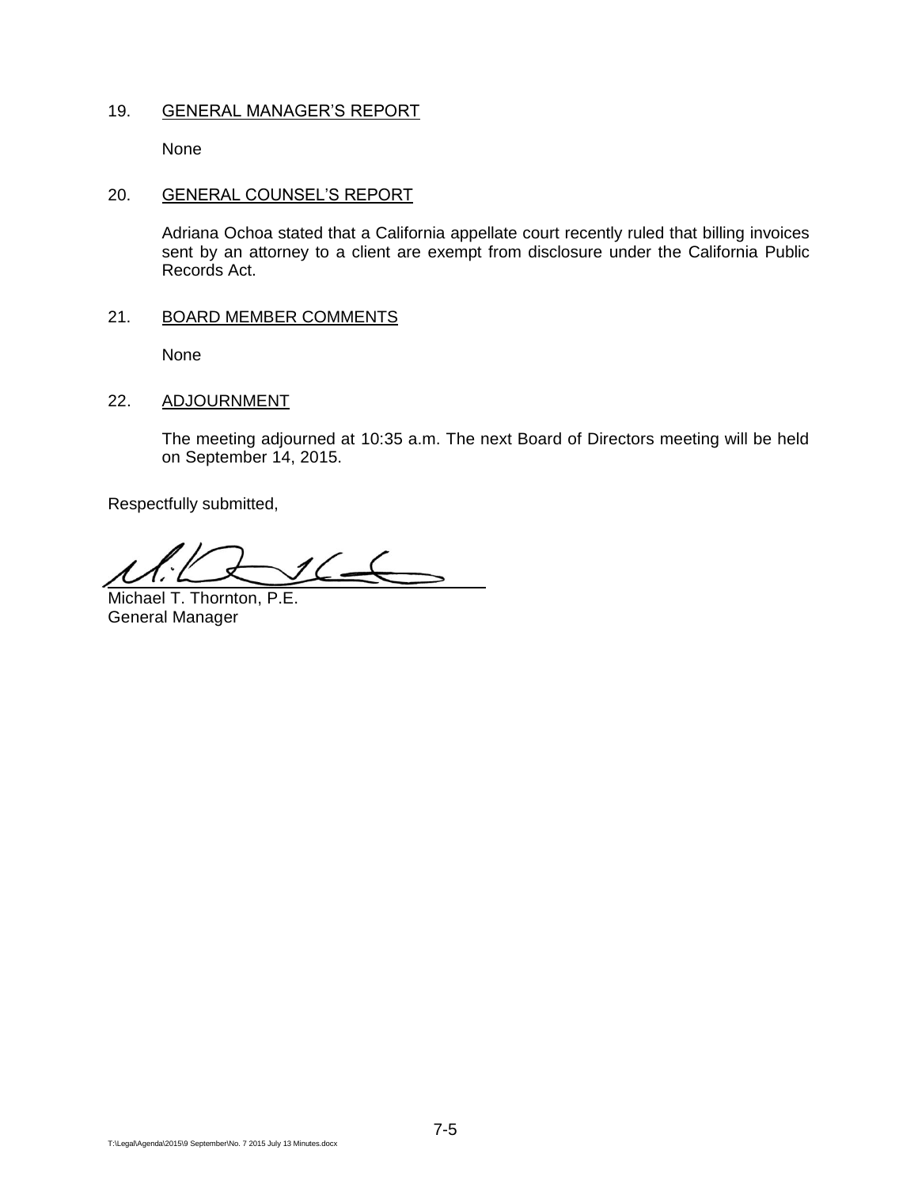19. <u>GENERAL MANAGER'S REPORT</u>

    None

20. <u>GENERAL COUNSEL'S REPORT</u>

    Adriana Ochoa stated that a California appellate court recently ruled that billing invoices sent by an attorney to a client are exempt from disclosure under the California Public Records Act.

21. <u>BOARD MEMBER COMMENTS</u>

    None

22. <u>ADJOURNMENT</u>

    The meeting adjourned at 10:35 a.m. The next Board of Directors meeting will be held on September 14, 2015.

Respectfully submitted,

Michael T. Thornton, P.E.
General Manager

T:\Legal\Agenda\2015\9 September\No. 7 2015 July 13 Minutes.docx